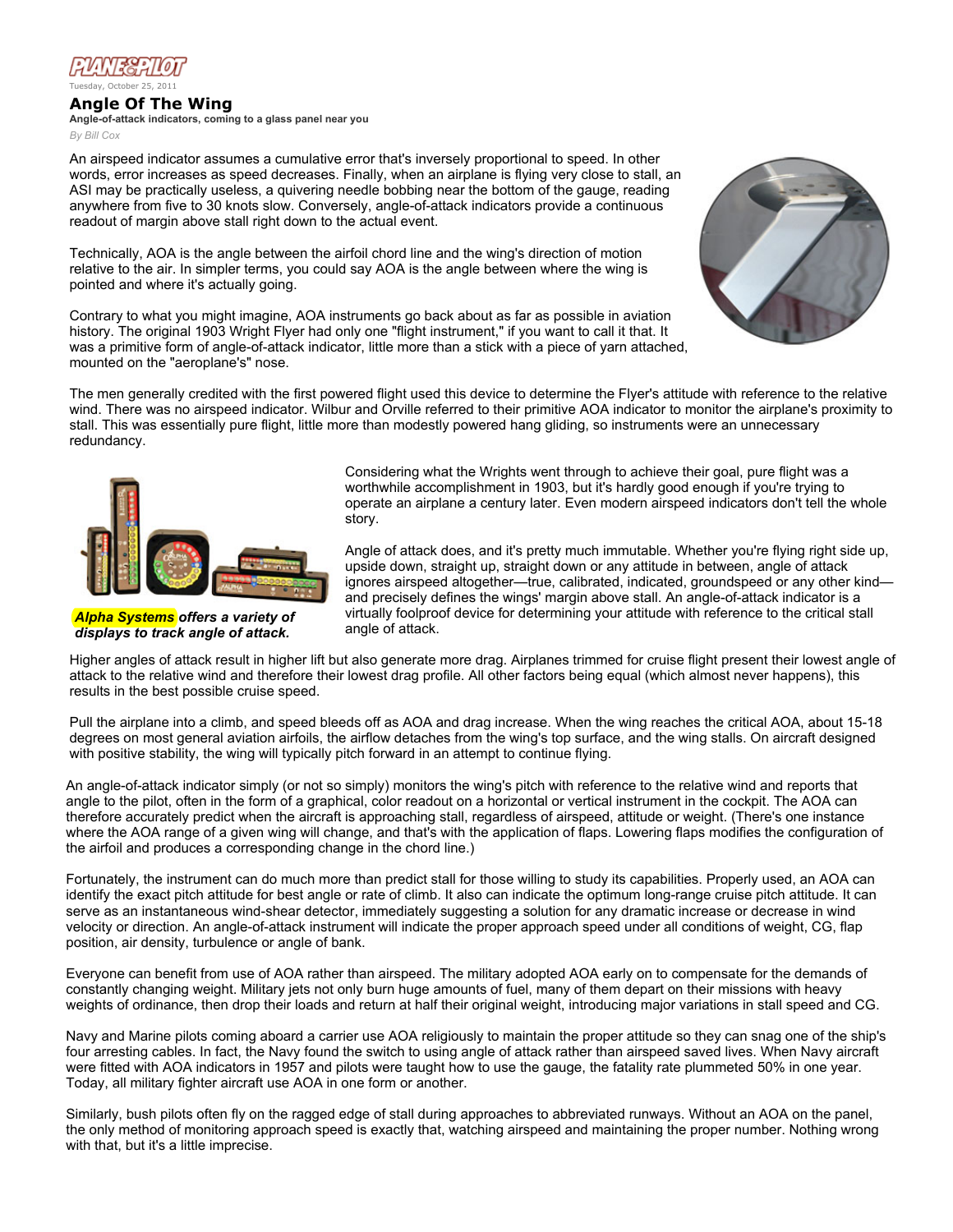PLANE&PILOT

Tuesday, October 25, 2011

# Angle Of The Wing

**Angle-of-attack indicators, coming to a glass panel near you**

*By Bill Cox*

An airspeed indicator assumes a cumulative error that's inversely proportional to speed. In other words, error increases as speed decreases. Finally, when an airplane is flying very close to stall, an ASI may be practically useless, a quivering needle bobbing near the bottom of the gauge, reading anywhere from five to 30 knots slow. Conversely, angle-of-attack indicators provide a continuous readout of margin above stall right down to the actual event.

Technically, AOA is the angle between the airfoil chord line and the wing's direction of motion relative to the air. In simpler terms, you could say AOA is the angle between where the wing is pointed and where it's actually going.

Contrary to what you might imagine, AOA instruments go back about as far as possible in aviation history. The original 1903 Wright Flyer had only one "flight instrument," if you want to call it that. It was a primitive form of angle-of-attack indicator, little more than a stick with a piece of yarn attached, mounted on the "aeroplane's" nose.

The men generally credited with the first powered flight used this device to determine the Flyer's attitude with reference to the relative wind. There was no airspeed indicator. Wilbur and Orville referred to their primitive AOA indicator to monitor the airplane's proximity to stall. This was essentially pure flight, little more than modestly powered hang gliding, so instruments were an unnecessary redundancy.

*Alpha Systems offers a variety of displays to track angle of attack.*

Considering what the Wrights went through to achieve their goal, pure flight was a worthwhile accomplishment in 1903, but it's hardly good enough if you're trying to operate an airplane a century later. Even modern airspeed indicators don't tell the whole story.

Angle of attack does, and it's pretty much immutable. Whether you're flying right side up, upside down, straight up, straight down or any attitude in between, angle of attack ignores airspeed altogether—true, calibrated, indicated, groundspeed or any other kind—and precisely defines the wings' margin above stall. An angle-of-attack indicator is a virtually foolproof device for determining your attitude with reference to the critical stall angle of attack.

Higher angles of attack result in higher lift but also generate more drag. Airplanes trimmed for cruise flight present their lowest angle of attack to the relative wind and therefore their lowest drag profile. All other factors being equal (which almost never happens), this results in the best possible cruise speed.

Pull the airplane into a climb, and speed bleeds off as AOA and drag increase. When the wing reaches the critical AOA, about 15-18 degrees on most general aviation airfoils, the airflow detaches from the wing's top surface, and the wing stalls. On aircraft designed with positive stability, the wing will typically pitch forward in an attempt to continue flying.

An angle-of-attack indicator simply (or not so simply) monitors the wing's pitch with reference to the relative wind and reports that angle to the pilot, often in the form of a graphical, color readout on a horizontal or vertical instrument in the cockpit. The AOA can therefore accurately predict when the aircraft is approaching stall, regardless of airspeed, attitude or weight. (There's one instance where the AOA range of a given wing will change, and that's with the application of flaps. Lowering flaps modifies the configuration of the airfoil and produces a corresponding change in the chord line.)

Fortunately, the instrument can do much more than predict stall for those willing to study its capabilities. Properly used, an AOA can identify the exact pitch attitude for best angle or rate of climb. It also can indicate the optimum long-range cruise pitch attitude. It can serve as an instantaneous wind-shear detector, immediately suggesting a solution for any dramatic increase or decrease in wind velocity or direction. An angle-of-attack instrument will indicate the proper approach speed under all conditions of weight, CG, flap position, air density, turbulence or angle of bank.

Everyone can benefit from use of AOA rather than airspeed. The military adopted AOA early on to compensate for the demands of constantly changing weight. Military jets not only burn huge amounts of fuel, many of them depart on their missions with heavy weights of ordinance, then drop their loads and return at half their original weight, introducing major variations in stall speed and CG.

Navy and Marine pilots coming aboard a carrier use AOA religiously to maintain the proper attitude so they can snag one of the ship's four arresting cables. In fact, the Navy found the switch to using angle of attack rather than airspeed saved lives. When Navy aircraft were fitted with AOA indicators in 1957 and pilots were taught how to use the gauge, the fatality rate plummeted 50% in one year. Today, all military fighter aircraft use AOA in one form or another.

Similarly, bush pilots often fly on the ragged edge of stall during approaches to abbreviated runways. Without an AOA on the panel, the only method of monitoring approach speed is exactly that, watching airspeed and maintaining the proper number. Nothing wrong with that, but it's a little imprecise.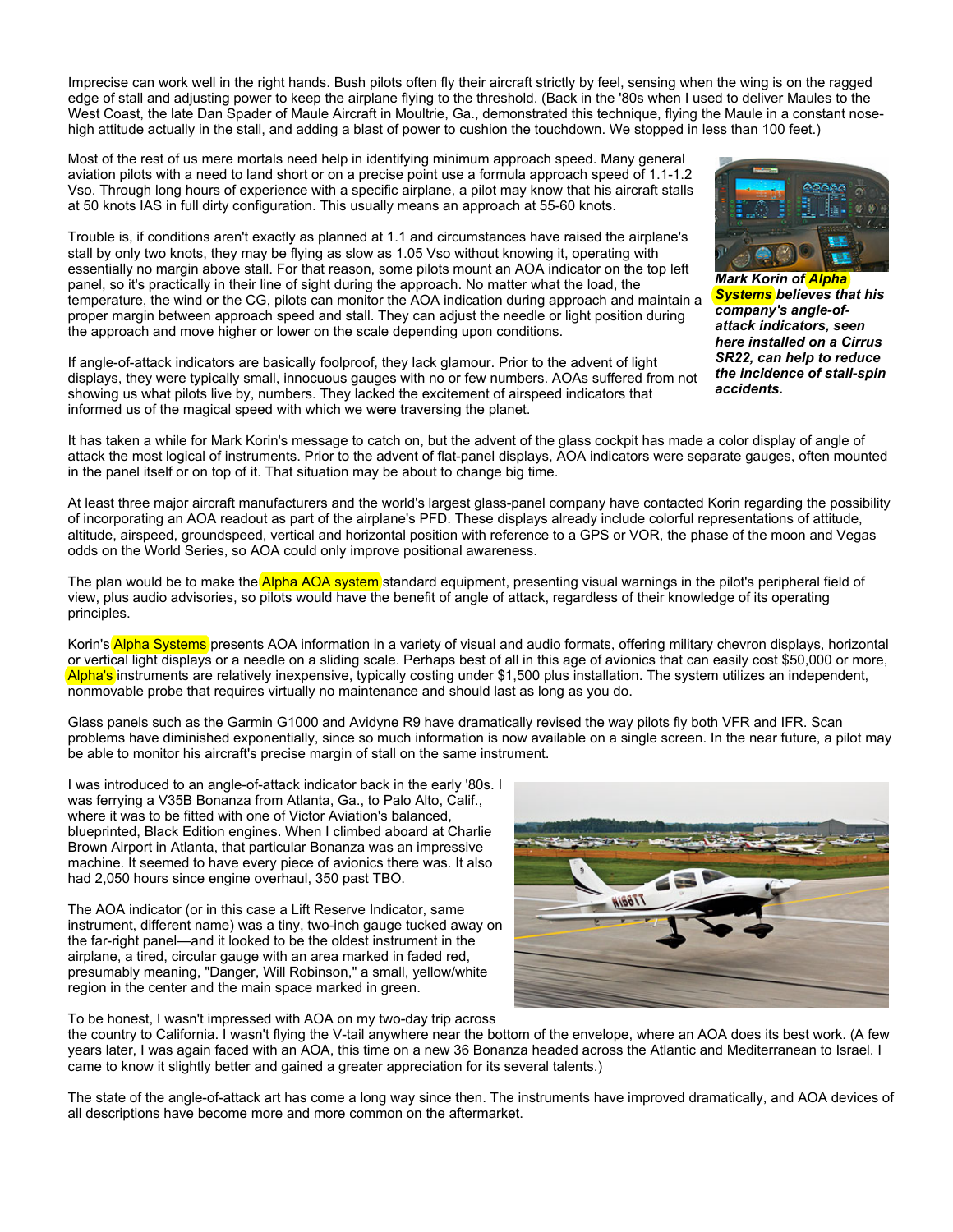Imprecise can work well in the right hands. Bush pilots often fly their aircraft strictly by feel, sensing when the wing is on the ragged edge of stall and adjusting power to keep the airplane flying to the threshold. (Back in the '80s when I used to deliver Maules to the West Coast, the late Dan Spader of Maule Aircraft in Moultrie, Ga., demonstrated this technique, flying the Maule in a constant nose-high attitude actually in the stall, and adding a blast of power to cushion the touchdown. We stopped in less than 100 feet.)

Most of the rest of us mere mortals need help in identifying minimum approach speed. Many general aviation pilots with a need to land short or on a precise point use a formula approach speed of 1.1-1.2 Vso. Through long hours of experience with a specific airplane, a pilot may know that his aircraft stalls at 50 knots IAS in full dirty configuration. This usually means an approach at 55-60 knots.

Trouble is, if conditions aren't exactly as planned at 1.1 and circumstances have raised the airplane's stall by only two knots, they may be flying as slow as 1.05 Vso without knowing it, operating with essentially no margin above stall. For that reason, some pilots mount an AOA indicator on the top left panel, so it's practically in their line of sight during the approach. No matter what the load, the temperature, the wind or the CG, pilots can monitor the AOA indication during approach and maintain a proper margin between approach speed and stall. They can adjust the needle or light position during the approach and move higher or lower on the scale depending upon conditions.

***Mark Korin of Alpha Systems believes that his company's angle-of-attack indicators, seen here installed on a Cirrus SR22, can help to reduce the incidence of stall-spin accidents.***

If angle-of-attack indicators are basically foolproof, they lack glamour. Prior to the advent of light displays, they were typically small, innocuous gauges with no or few numbers. AOAs suffered from not showing us what pilots live by, numbers. They lacked the excitement of airspeed indicators that informed us of the magical speed with which we were traversing the planet.

It has taken a while for Mark Korin's message to catch on, but the advent of the glass cockpit has made a color display of angle of attack the most logical of instruments. Prior to the advent of flat-panel displays, AOA indicators were separate gauges, often mounted in the panel itself or on top of it. That situation may be about to change big time.

At least three major aircraft manufacturers and the world's largest glass-panel company have contacted Korin regarding the possibility of incorporating an AOA readout as part of the airplane's PFD. These displays already include colorful representations of attitude, altitude, airspeed, groundspeed, vertical and horizontal position with reference to a GPS or VOR, the phase of the moon and Vegas odds on the World Series, so AOA could only improve positional awareness.

The plan would be to make the Alpha AOA system standard equipment, presenting visual warnings in the pilot's peripheral field of view, plus audio advisories, so pilots would have the benefit of angle of attack, regardless of their knowledge of its operating principles.

Korin's Alpha Systems presents AOA information in a variety of visual and audio formats, offering military chevron displays, horizontal or vertical light displays or a needle on a sliding scale. Perhaps best of all in this age of avionics that can easily cost $50,000 or more, Alpha's instruments are relatively inexpensive, typically costing under $1,500 plus installation. The system utilizes an independent, nonmovable probe that requires virtually no maintenance and should last as long as you do.

Glass panels such as the Garmin G1000 and Avidyne R9 have dramatically revised the way pilots fly both VFR and IFR. Scan problems have diminished exponentially, since so much information is now available on a single screen. In the near future, a pilot may be able to monitor his aircraft's precise margin of stall on the same instrument.

I was introduced to an angle-of-attack indicator back in the early '80s. I was ferrying a V35B Bonanza from Atlanta, Ga., to Palo Alto, Calif., where it was to be fitted with one of Victor Aviation's balanced, blueprinted, Black Edition engines. When I climbed aboard at Charlie Brown Airport in Atlanta, that particular Bonanza was an impressive machine. It seemed to have every piece of avionics there was. It also had 2,050 hours since engine overhaul, 350 past TBO.

The AOA indicator (or in this case a Lift Reserve Indicator, same instrument, different name) was a tiny, two-inch gauge tucked away on the far-right panel—and it looked to be the oldest instrument in the airplane, a tired, circular gauge with an area marked in faded red, presumably meaning, "Danger, Will Robinson," a small, yellow/white region in the center and the main space marked in green.

To be honest, I wasn't impressed with AOA on my two-day trip across the country to California. I wasn't flying the V-tail anywhere near the bottom of the envelope, where an AOA does its best work. (A few years later, I was again faced with an AOA, this time on a new 36 Bonanza headed across the Atlantic and Mediterranean to Israel. I came to know it slightly better and gained a greater appreciation for its several talents.)

The state of the angle-of-attack art has come a long way since then. The instruments have improved dramatically, and AOA devices of all descriptions have become more and more common on the aftermarket.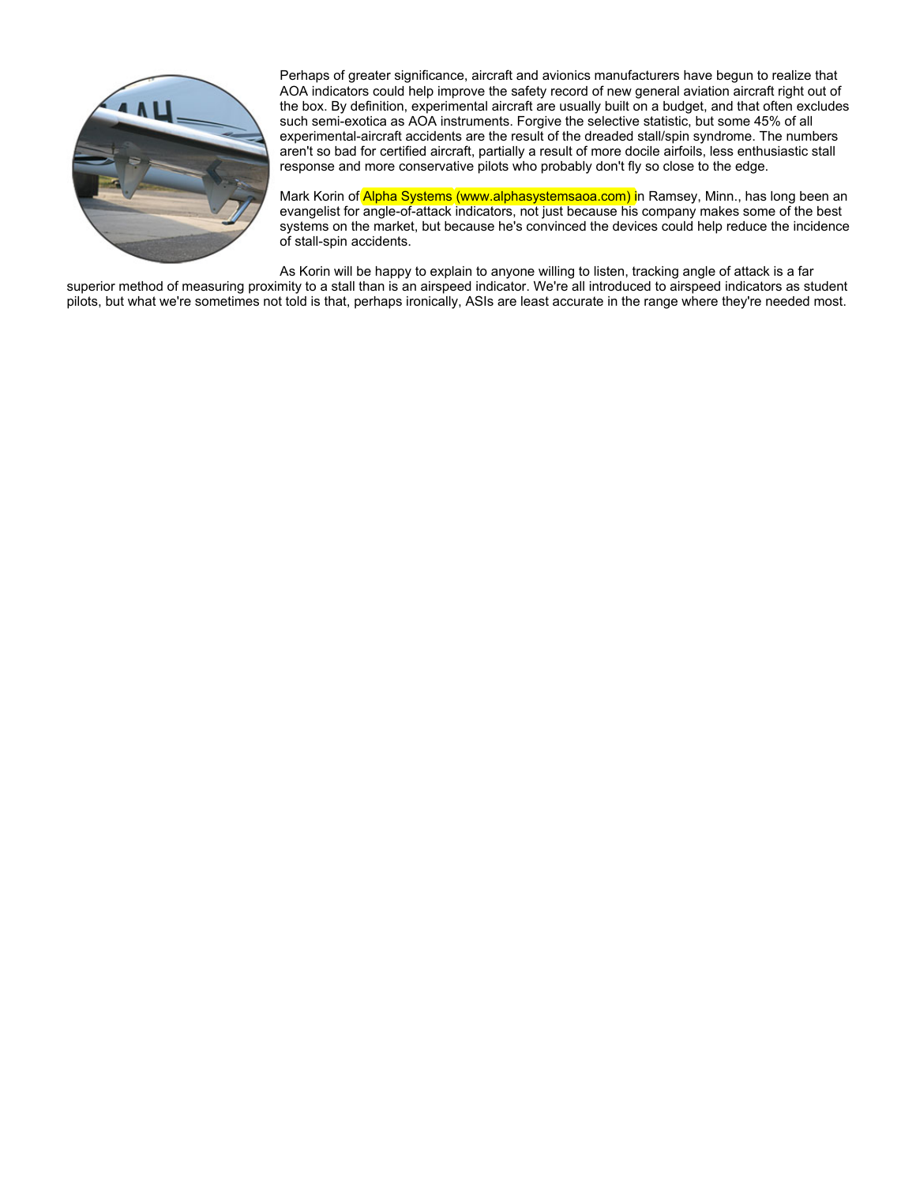Perhaps of greater significance, aircraft and avionics manufacturers have begun to realize that AOA indicators could help improve the safety record of new general aviation aircraft right out of the box. By definition, experimental aircraft are usually built on a budget, and that often excludes such semi-exotica as AOA instruments. Forgive the selective statistic, but some 45% of all experimental-aircraft accidents are the result of the dreaded stall/spin syndrome. The numbers aren't so bad for certified aircraft, partially a result of more docile airfoils, less enthusiastic stall response and more conservative pilots who probably don't fly so close to the edge.

Mark Korin of Alpha Systems (www.alphasystemsaoa.com) in Ramsey, Minn., has long been an evangelist for angle-of-attack indicators, not just because his company makes some of the best systems on the market, but because he's convinced the devices could help reduce the incidence of stall-spin accidents.

As Korin will be happy to explain to anyone willing to listen, tracking angle of attack is a far superior method of measuring proximity to a stall than is an airspeed indicator. We're all introduced to airspeed indicators as student pilots, but what we're sometimes not told is that, perhaps ironically, ASIs are least accurate in the range where they're needed most.